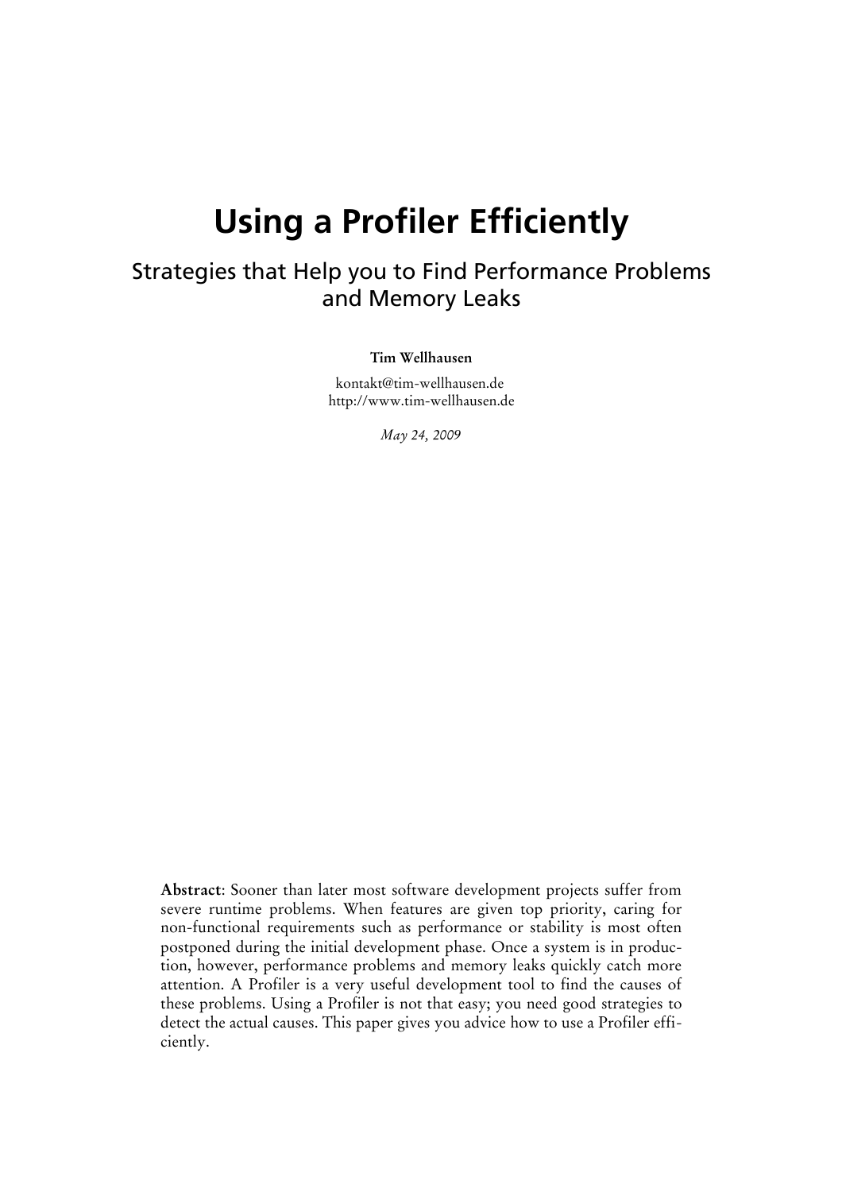# Using a Profiler Efficiently

## Strategies that Help you to Find Performance Problems and Memory Leaks

**Tim Wellhausen**

kontakt@tim-wellhausen.de
http://www.tim-wellhausen.de

*May 24, 2009*

**Abstract**: Sooner than later most software development projects suffer from severe runtime problems. When features are given top priority, caring for non-functional requirements such as performance or stability is most often postponed during the initial development phase. Once a system is in production, however, performance problems and memory leaks quickly catch more attention. A Profiler is a very useful development tool to find the causes of these problems. Using a Profiler is not that easy; you need good strategies to detect the actual causes. This paper gives you advice how to use a Profiler efficiently.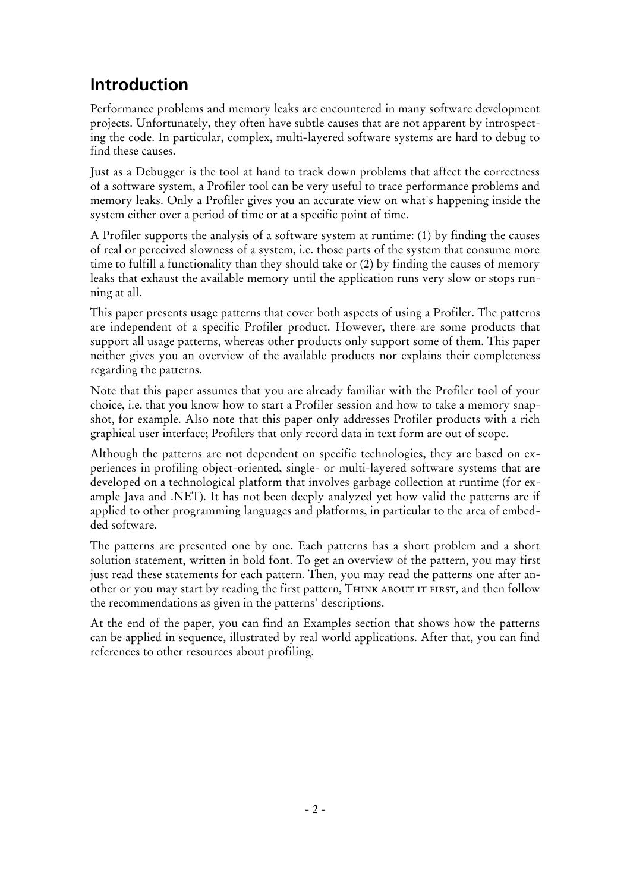## Introduction

Performance problems and memory leaks are encountered in many software development projects. Unfortunately, they often have subtle causes that are not apparent by introspecting the code. In particular, complex, multi-layered software systems are hard to debug to find these causes.

Just as a Debugger is the tool at hand to track down problems that affect the correctness of a software system, a Profiler tool can be very useful to trace performance problems and memory leaks. Only a Profiler gives you an accurate view on what's happening inside the system either over a period of time or at a specific point of time.

A Profiler supports the analysis of a software system at runtime: (1) by finding the causes of real or perceived slowness of a system, i.e. those parts of the system that consume more time to fulfill a functionality than they should take or (2) by finding the causes of memory leaks that exhaust the available memory until the application runs very slow or stops running at all.

This paper presents usage patterns that cover both aspects of using a Profiler. The patterns are independent of a specific Profiler product. However, there are some products that support all usage patterns, whereas other products only support some of them. This paper neither gives you an overview of the available products nor explains their completeness regarding the patterns.

Note that this paper assumes that you are already familiar with the Profiler tool of your choice, i.e. that you know how to start a Profiler session and how to take a memory snapshot, for example. Also note that this paper only addresses Profiler products with a rich graphical user interface; Profilers that only record data in text form are out of scope.

Although the patterns are not dependent on specific technologies, they are based on experiences in profiling object-oriented, single- or multi-layered software systems that are developed on a technological platform that involves garbage collection at runtime (for example Java and .NET). It has not been deeply analyzed yet how valid the patterns are if applied to other programming languages and platforms, in particular to the area of embedded software.

The patterns are presented one by one. Each patterns has a short problem and a short solution statement, written in bold font. To get an overview of the pattern, you may first just read these statements for each pattern. Then, you may read the patterns one after another or you may start by reading the first pattern, THINK ABOUT IT FIRST, and then follow the recommendations as given in the patterns' descriptions.

At the end of the paper, you can find an Examples section that shows how the patterns can be applied in sequence, illustrated by real world applications. After that, you can find references to other resources about profiling.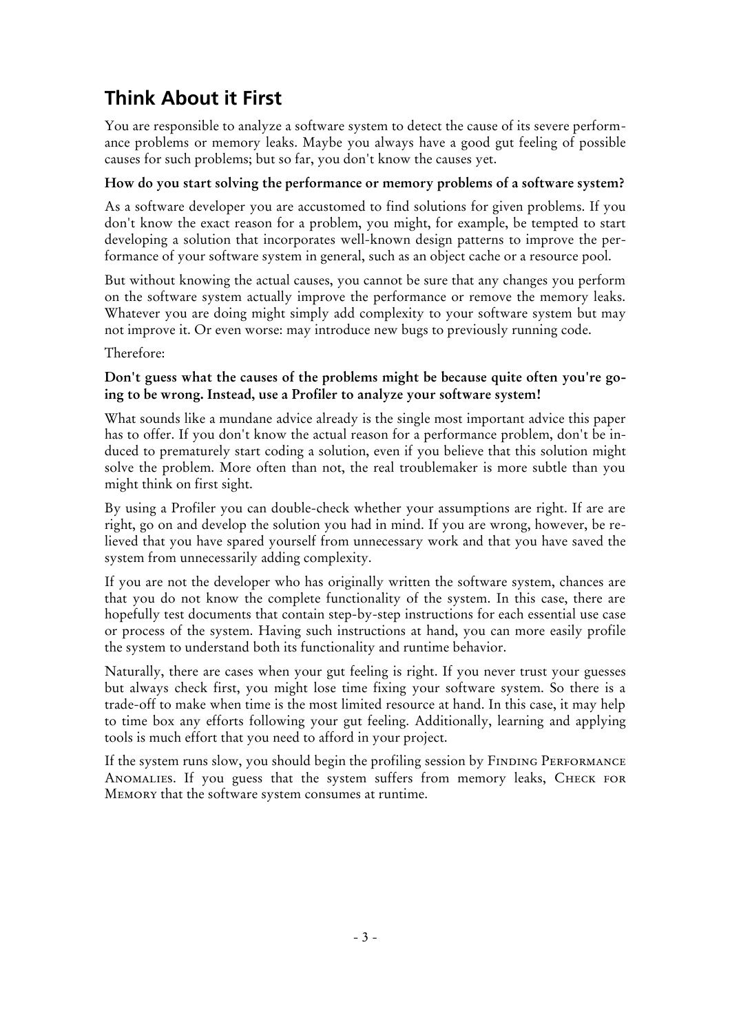## Think About it First

You are responsible to analyze a software system to detect the cause of its severe performance problems or memory leaks. Maybe you always have a good gut feeling of possible causes for such problems; but so far, you don't know the causes yet.

**How do you start solving the performance or memory problems of a software system?**

As a software developer you are accustomed to find solutions for given problems. If you don't know the exact reason for a problem, you might, for example, be tempted to start developing a solution that incorporates well-known design patterns to improve the performance of your software system in general, such as an object cache or a resource pool.

But without knowing the actual causes, you cannot be sure that any changes you perform on the software system actually improve the performance or remove the memory leaks. Whatever you are doing might simply add complexity to your software system but may not improve it. Or even worse: may introduce new bugs to previously running code.

Therefore:

**Don't guess what the causes of the problems might be because quite often you're going to be wrong. Instead, use a Profiler to analyze your software system!**

What sounds like a mundane advice already is the single most important advice this paper has to offer. If you don't know the actual reason for a performance problem, don't be induced to prematurely start coding a solution, even if you believe that this solution might solve the problem. More often than not, the real troublemaker is more subtle than you might think on first sight.

By using a Profiler you can double-check whether your assumptions are right. If are are right, go on and develop the solution you had in mind. If you are wrong, however, be relieved that you have spared yourself from unnecessary work and that you have saved the system from unnecessarily adding complexity.

If you are not the developer who has originally written the software system, chances are that you do not know the complete functionality of the system. In this case, there are hopefully test documents that contain step-by-step instructions for each essential use case or process of the system. Having such instructions at hand, you can more easily profile the system to understand both its functionality and runtime behavior.

Naturally, there are cases when your gut feeling is right. If you never trust your guesses but always check first, you might lose time fixing your software system. So there is a trade-off to make when time is the most limited resource at hand. In this case, it may help to time box any efforts following your gut feeling. Additionally, learning and applying tools is much effort that you need to afford in your project.

If the system runs slow, you should begin the profiling session by Finding Performance Anomalies. If you guess that the system suffers from memory leaks, Check for Memory that the software system consumes at runtime.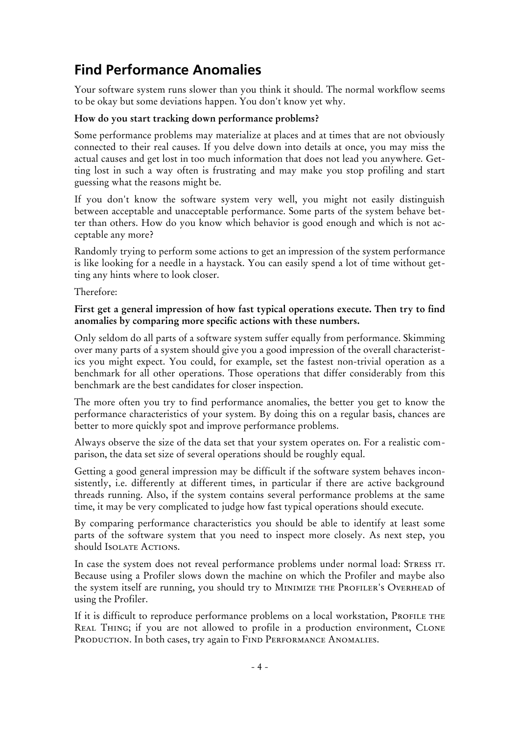## Find Performance Anomalies

Your software system runs slower than you think it should. The normal workflow seems to be okay but some deviations happen. You don't know yet why.

**How do you start tracking down performance problems?**

Some performance problems may materialize at places and at times that are not obviously connected to their real causes. If you delve down into details at once, you may miss the actual causes and get lost in too much information that does not lead you anywhere. Getting lost in such a way often is frustrating and may make you stop profiling and start guessing what the reasons might be.

If you don't know the software system very well, you might not easily distinguish between acceptable and unacceptable performance. Some parts of the system behave better than others. How do you know which behavior is good enough and which is not acceptable any more?

Randomly trying to perform some actions to get an impression of the system performance is like looking for a needle in a haystack. You can easily spend a lot of time without getting any hints where to look closer.

Therefore:

**First get a general impression of how fast typical operations execute. Then try to find anomalies by comparing more specific actions with these numbers.**

Only seldom do all parts of a software system suffer equally from performance. Skimming over many parts of a system should give you a good impression of the overall characteristics you might expect. You could, for example, set the fastest non-trivial operation as a benchmark for all other operations. Those operations that differ considerably from this benchmark are the best candidates for closer inspection.

The more often you try to find performance anomalies, the better you get to know the performance characteristics of your system. By doing this on a regular basis, chances are better to more quickly spot and improve performance problems.

Always observe the size of the data set that your system operates on. For a realistic comparison, the data set size of several operations should be roughly equal.

Getting a good general impression may be difficult if the software system behaves inconsistently, i.e. differently at different times, in particular if there are active background threads running. Also, if the system contains several performance problems at the same time, it may be very complicated to judge how fast typical operations should execute.

By comparing performance characteristics you should be able to identify at least some parts of the software system that you need to inspect more closely. As next step, you should Isolate Actions.

In case the system does not reveal performance problems under normal load: Stress it. Because using a Profiler slows down the machine on which the Profiler and maybe also the system itself are running, you should try to Minimize the Profiler's Overhead of using the Profiler.

If it is difficult to reproduce performance problems on a local workstation, Profile the Real Thing; if you are not allowed to profile in a production environment, Clone Production. In both cases, try again to Find Performance Anomalies.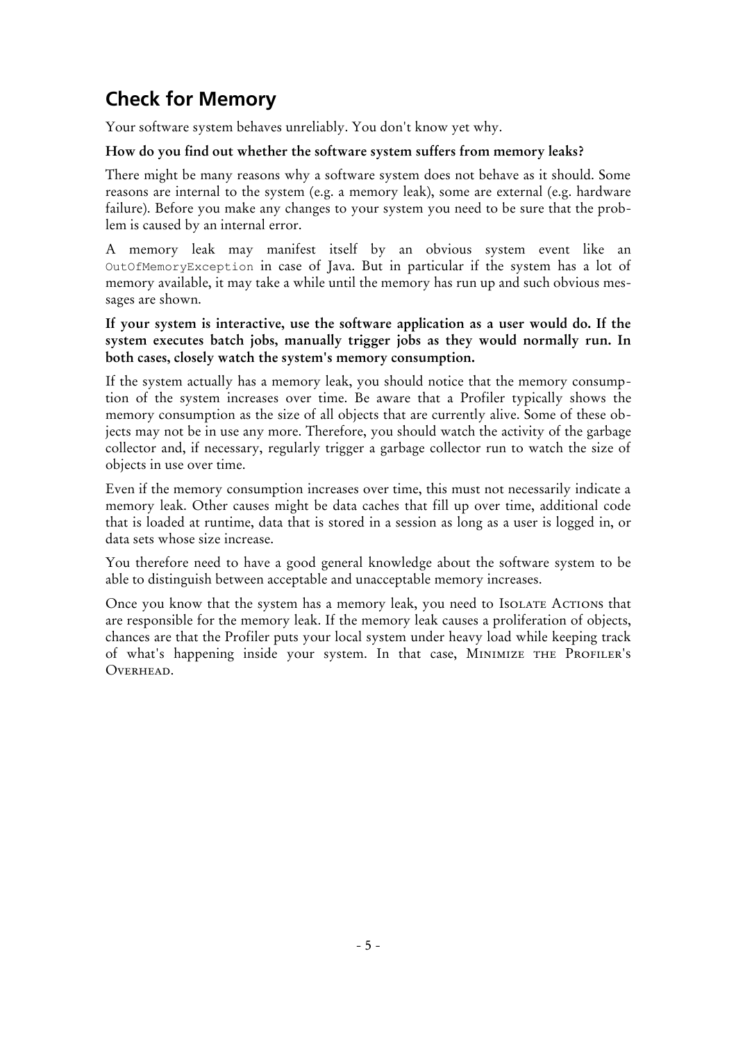## Check for Memory

Your software system behaves unreliably. You don't know yet why.

**How do you find out whether the software system suffers from memory leaks?**

There might be many reasons why a software system does not behave as it should. Some reasons are internal to the system (e.g. a memory leak), some are external (e.g. hardware failure). Before you make any changes to your system you need to be sure that the problem is caused by an internal error.

A memory leak may manifest itself by an obvious system event like an `OutOfMemoryException` in case of Java. But in particular if the system has a lot of memory available, it may take a while until the memory has run up and such obvious messages are shown.

**If your system is interactive, use the software application as a user would do. If the system executes batch jobs, manually trigger jobs as they would normally run. In both cases, closely watch the system's memory consumption.**

If the system actually has a memory leak, you should notice that the memory consumption of the system increases over time. Be aware that a Profiler typically shows the memory consumption as the size of all objects that are currently alive. Some of these objects may not be in use any more. Therefore, you should watch the activity of the garbage collector and, if necessary, regularly trigger a garbage collector run to watch the size of objects in use over time.

Even if the memory consumption increases over time, this must not necessarily indicate a memory leak. Other causes might be data caches that fill up over time, additional code that is loaded at runtime, data that is stored in a session as long as a user is logged in, or data sets whose size increase.

You therefore need to have a good general knowledge about the software system to be able to distinguish between acceptable and unacceptable memory increases.

Once you know that the system has a memory leak, you need to ISOLATE ACTIONS that are responsible for the memory leak. If the memory leak causes a proliferation of objects, chances are that the Profiler puts your local system under heavy load while keeping track of what's happening inside your system. In that case, MINIMIZE THE PROFILER'S OVERHEAD.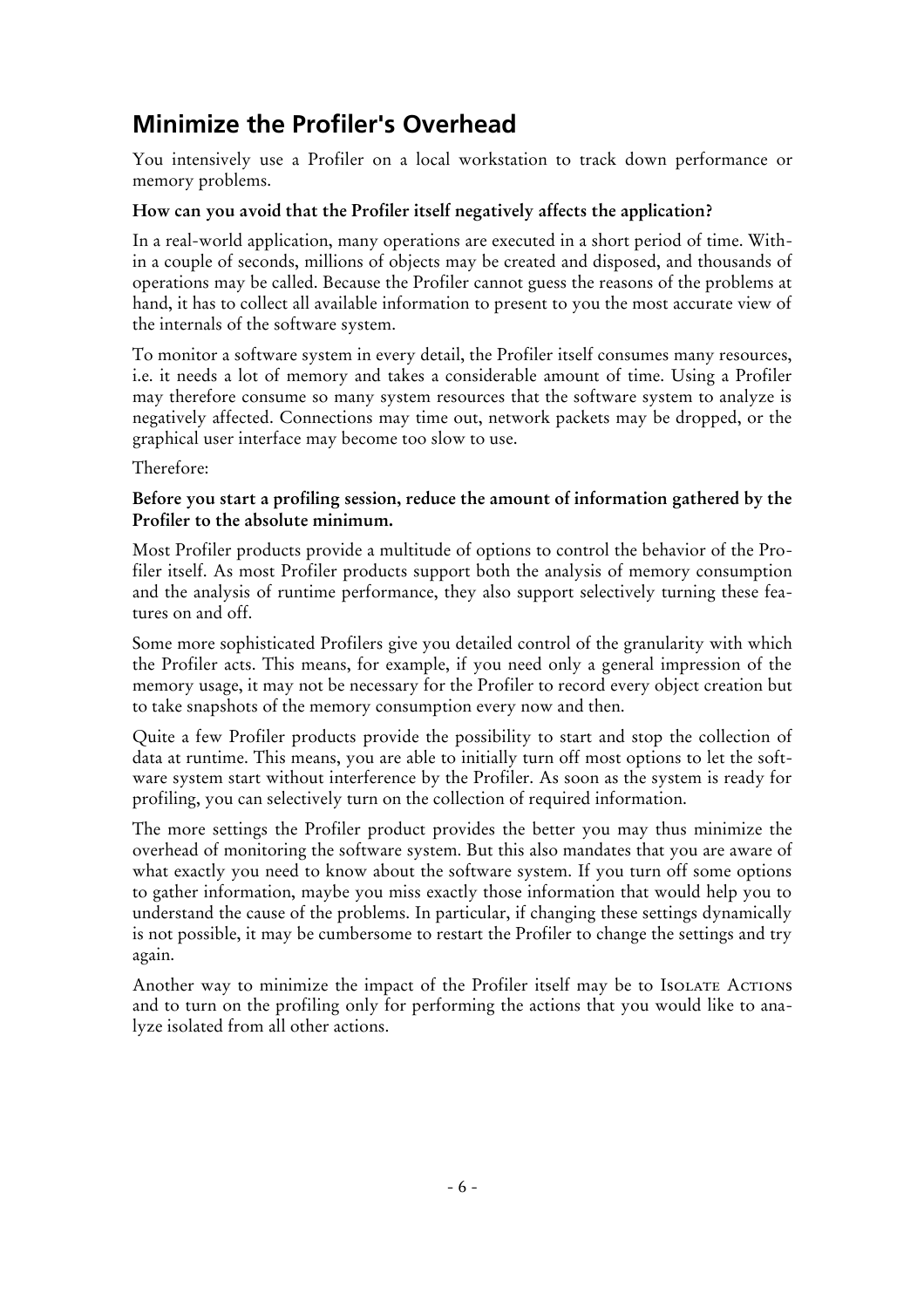## Minimize the Profiler's Overhead

You intensively use a Profiler on a local workstation to track down performance or memory problems.

**How can you avoid that the Profiler itself negatively affects the application?**

In a real-world application, many operations are executed in a short period of time. Within a couple of seconds, millions of objects may be created and disposed, and thousands of operations may be called. Because the Profiler cannot guess the reasons of the problems at hand, it has to collect all available information to present to you the most accurate view of the internals of the software system.

To monitor a software system in every detail, the Profiler itself consumes many resources, i.e. it needs a lot of memory and takes a considerable amount of time. Using a Profiler may therefore consume so many system resources that the software system to analyze is negatively affected. Connections may time out, network packets may be dropped, or the graphical user interface may become too slow to use.

Therefore:

**Before you start a profiling session, reduce the amount of information gathered by the Profiler to the absolute minimum.**

Most Profiler products provide a multitude of options to control the behavior of the Profiler itself. As most Profiler products support both the analysis of memory consumption and the analysis of runtime performance, they also support selectively turning these features on and off.

Some more sophisticated Profilers give you detailed control of the granularity with which the Profiler acts. This means, for example, if you need only a general impression of the memory usage, it may not be necessary for the Profiler to record every object creation but to take snapshots of the memory consumption every now and then.

Quite a few Profiler products provide the possibility to start and stop the collection of data at runtime. This means, you are able to initially turn off most options to let the software system start without interference by the Profiler. As soon as the system is ready for profiling, you can selectively turn on the collection of required information.

The more settings the Profiler product provides the better you may thus minimize the overhead of monitoring the software system. But this also mandates that you are aware of what exactly you need to know about the software system. If you turn off some options to gather information, maybe you miss exactly those information that would help you to understand the cause of the problems. In particular, if changing these settings dynamically is not possible, it may be cumbersome to restart the Profiler to change the settings and try again.

Another way to minimize the impact of the Profiler itself may be to Isolate Actions and to turn on the profiling only for performing the actions that you would like to analyze isolated from all other actions.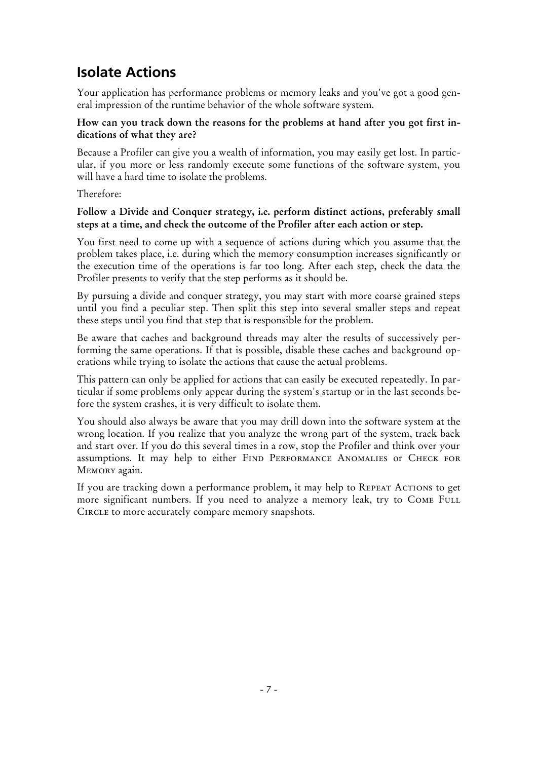## Isolate Actions

Your application has performance problems or memory leaks and you've got a good general impression of the runtime behavior of the whole software system.

**How can you track down the reasons for the problems at hand after you got first indications of what they are?**

Because a Profiler can give you a wealth of information, you may easily get lost. In particular, if you more or less randomly execute some functions of the software system, you will have a hard time to isolate the problems.

Therefore:

**Follow a Divide and Conquer strategy, i.e. perform distinct actions, preferably small steps at a time, and check the outcome of the Profiler after each action or step.**

You first need to come up with a sequence of actions during which you assume that the problem takes place, i.e. during which the memory consumption increases significantly or the execution time of the operations is far too long. After each step, check the data the Profiler presents to verify that the step performs as it should be.

By pursuing a divide and conquer strategy, you may start with more coarse grained steps until you find a peculiar step. Then split this step into several smaller steps and repeat these steps until you find that step that is responsible for the problem.

Be aware that caches and background threads may alter the results of successively performing the same operations. If that is possible, disable these caches and background operations while trying to isolate the actions that cause the actual problems.

This pattern can only be applied for actions that can easily be executed repeatedly. In particular if some problems only appear during the system's startup or in the last seconds before the system crashes, it is very difficult to isolate them.

You should also always be aware that you may drill down into the software system at the wrong location. If you realize that you analyze the wrong part of the system, track back and start over. If you do this several times in a row, stop the Profiler and think over your assumptions. It may help to either FIND PERFORMANCE ANOMALIES or CHECK FOR MEMORY again.

If you are tracking down a performance problem, it may help to REPEAT ACTIONS to get more significant numbers. If you need to analyze a memory leak, try to COME FULL CIRCLE to more accurately compare memory snapshots.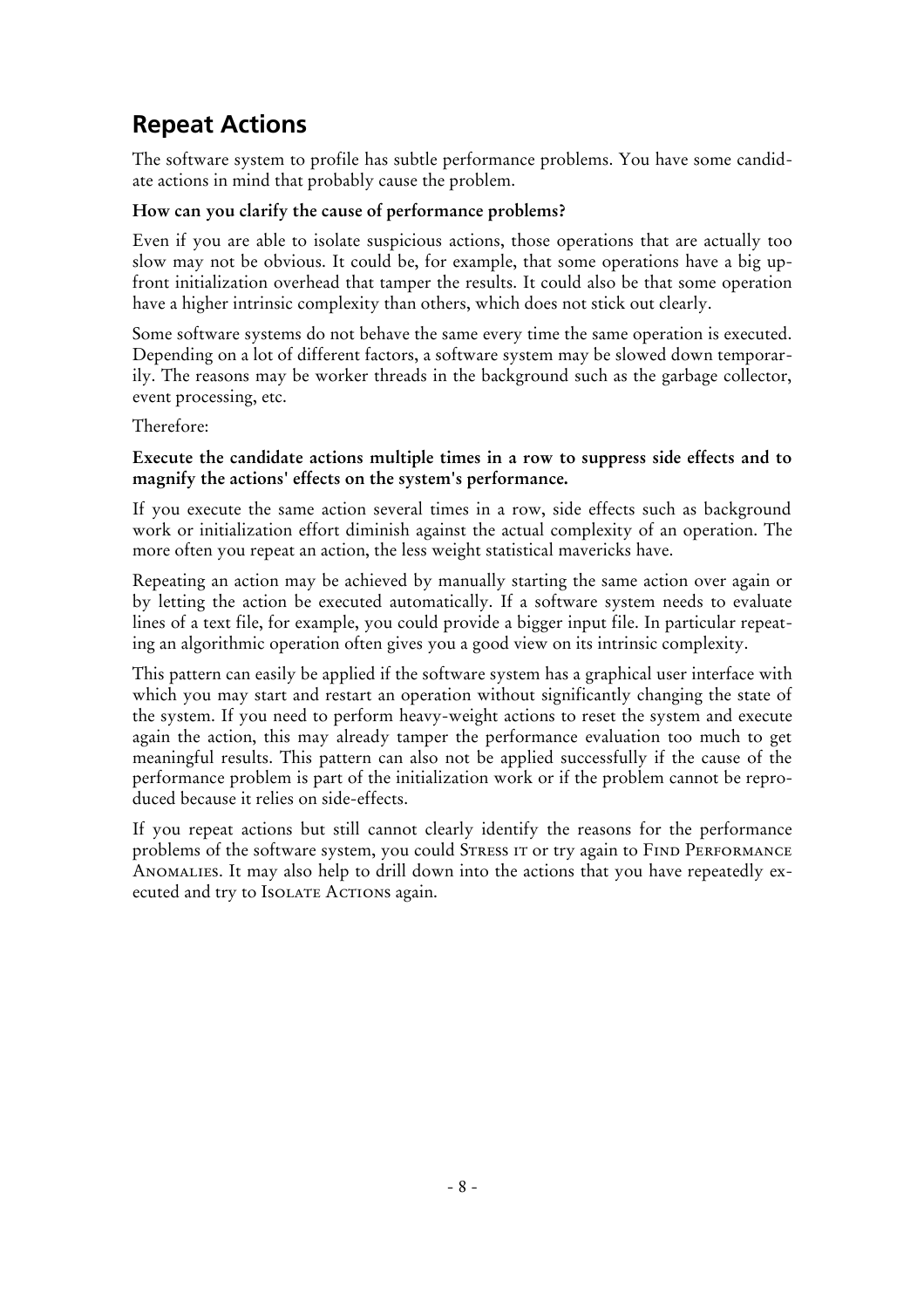## Repeat Actions

The software system to profile has subtle performance problems. You have some candidate actions in mind that probably cause the problem.

**How can you clarify the cause of performance problems?**

Even if you are able to isolate suspicious actions, those operations that are actually too slow may not be obvious. It could be, for example, that some operations have a big upfront initialization overhead that tamper the results. It could also be that some operation have a higher intrinsic complexity than others, which does not stick out clearly.

Some software systems do not behave the same every time the same operation is executed. Depending on a lot of different factors, a software system may be slowed down temporarily. The reasons may be worker threads in the background such as the garbage collector, event processing, etc.

Therefore:

**Execute the candidate actions multiple times in a row to suppress side effects and to magnify the actions' effects on the system's performance.**

If you execute the same action several times in a row, side effects such as background work or initialization effort diminish against the actual complexity of an operation. The more often you repeat an action, the less weight statistical mavericks have.

Repeating an action may be achieved by manually starting the same action over again or by letting the action be executed automatically. If a software system needs to evaluate lines of a text file, for example, you could provide a bigger input file. In particular repeating an algorithmic operation often gives you a good view on its intrinsic complexity.

This pattern can easily be applied if the software system has a graphical user interface with which you may start and restart an operation without significantly changing the state of the system. If you need to perform heavy-weight actions to reset the system and execute again the action, this may already tamper the performance evaluation too much to get meaningful results. This pattern can also not be applied successfully if the cause of the performance problem is part of the initialization work or if the problem cannot be reproduced because it relies on side-effects.

If you repeat actions but still cannot clearly identify the reasons for the performance problems of the software system, you could STRESS IT or try again to FIND PERFORMANCE ANOMALIES. It may also help to drill down into the actions that you have repeatedly executed and try to ISOLATE ACTIONS again.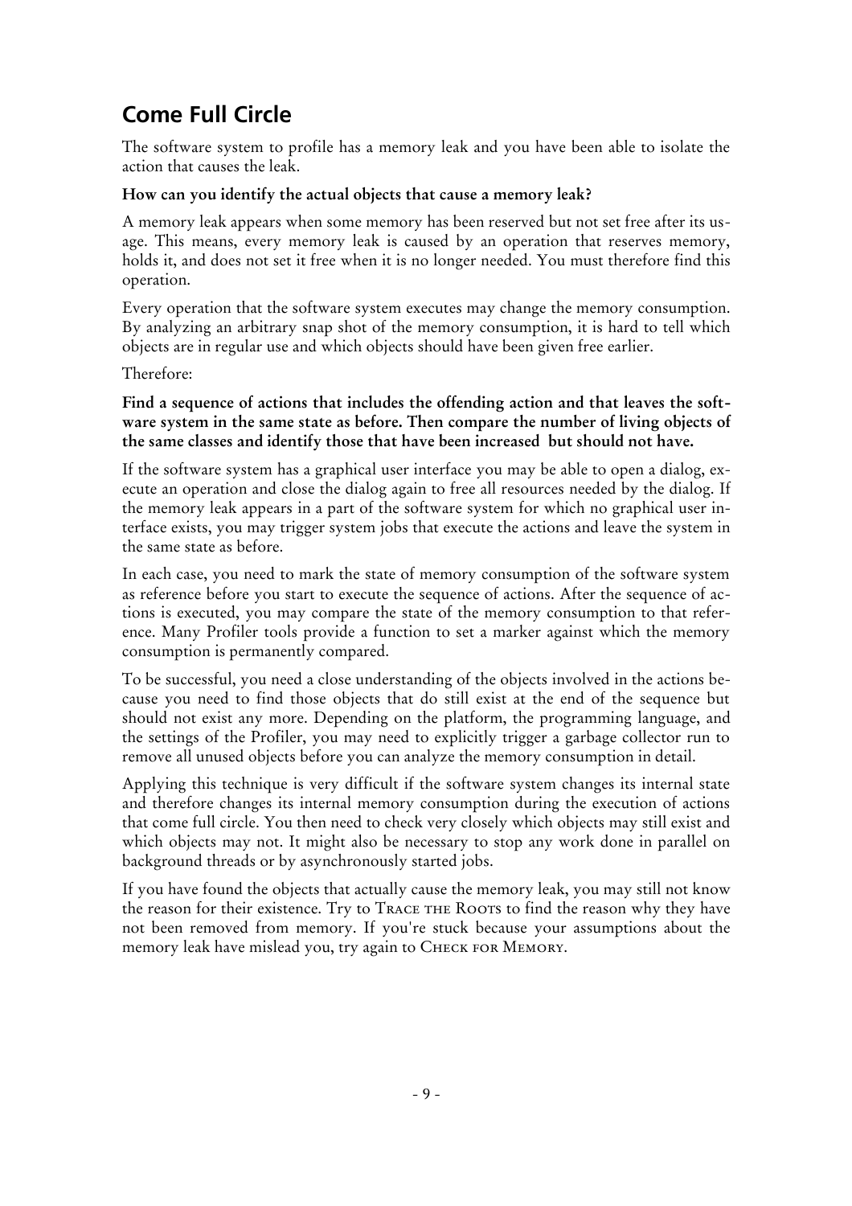## Come Full Circle

The software system to profile has a memory leak and you have been able to isolate the action that causes the leak.

**How can you identify the actual objects that cause a memory leak?**

A memory leak appears when some memory has been reserved but not set free after its usage. This means, every memory leak is caused by an operation that reserves memory, holds it, and does not set it free when it is no longer needed. You must therefore find this operation.

Every operation that the software system executes may change the memory consumption. By analyzing an arbitrary snap shot of the memory consumption, it is hard to tell which objects are in regular use and which objects should have been given free earlier.

Therefore:

**Find a sequence of actions that includes the offending action and that leaves the software system in the same state as before. Then compare the number of living objects of the same classes and identify those that have been increased  but should not have.**

If the software system has a graphical user interface you may be able to open a dialog, execute an operation and close the dialog again to free all resources needed by the dialog. If the memory leak appears in a part of the software system for which no graphical user interface exists, you may trigger system jobs that execute the actions and leave the system in the same state as before.

In each case, you need to mark the state of memory consumption of the software system as reference before you start to execute the sequence of actions. After the sequence of actions is executed, you may compare the state of the memory consumption to that reference. Many Profiler tools provide a function to set a marker against which the memory consumption is permanently compared.

To be successful, you need a close understanding of the objects involved in the actions because you need to find those objects that do still exist at the end of the sequence but should not exist any more. Depending on the platform, the programming language, and the settings of the Profiler, you may need to explicitly trigger a garbage collector run to remove all unused objects before you can analyze the memory consumption in detail.

Applying this technique is very difficult if the software system changes its internal state and therefore changes its internal memory consumption during the execution of actions that come full circle. You then need to check very closely which objects may still exist and which objects may not. It might also be necessary to stop any work done in parallel on background threads or by asynchronously started jobs.

If you have found the objects that actually cause the memory leak, you may still not know the reason for their existence. Try to TRACE THE ROOTS to find the reason why they have not been removed from memory. If you're stuck because your assumptions about the memory leak have mislead you, try again to CHECK FOR MEMORY.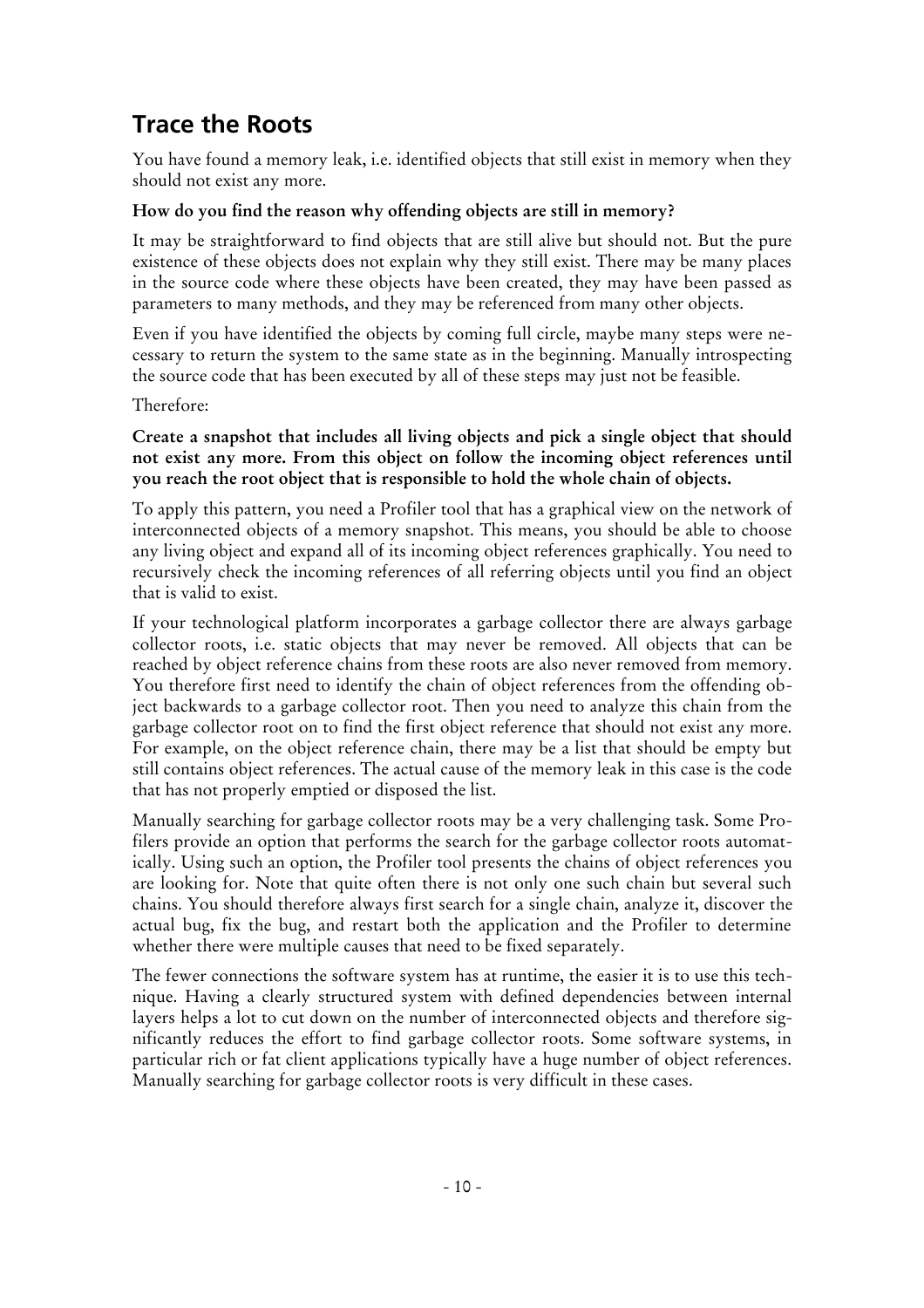## Trace the Roots

You have found a memory leak, i.e. identified objects that still exist in memory when they should not exist any more.

**How do you find the reason why offending objects are still in memory?**

It may be straightforward to find objects that are still alive but should not. But the pure existence of these objects does not explain why they still exist. There may be many places in the source code where these objects have been created, they may have been passed as parameters to many methods, and they may be referenced from many other objects.

Even if you have identified the objects by coming full circle, maybe many steps were necessary to return the system to the same state as in the beginning. Manually introspecting the source code that has been executed by all of these steps may just not be feasible.

Therefore:

**Create a snapshot that includes all living objects and pick a single object that should not exist any more. From this object on follow the incoming object references until you reach the root object that is responsible to hold the whole chain of objects.**

To apply this pattern, you need a Profiler tool that has a graphical view on the network of interconnected objects of a memory snapshot. This means, you should be able to choose any living object and expand all of its incoming object references graphically. You need to recursively check the incoming references of all referring objects until you find an object that is valid to exist.

If your technological platform incorporates a garbage collector there are always garbage collector roots, i.e. static objects that may never be removed. All objects that can be reached by object reference chains from these roots are also never removed from memory. You therefore first need to identify the chain of object references from the offending object backwards to a garbage collector root. Then you need to analyze this chain from the garbage collector root on to find the first object reference that should not exist any more. For example, on the object reference chain, there may be a list that should be empty but still contains object references. The actual cause of the memory leak in this case is the code that has not properly emptied or disposed the list.

Manually searching for garbage collector roots may be a very challenging task. Some Profilers provide an option that performs the search for the garbage collector roots automatically. Using such an option, the Profiler tool presents the chains of object references you are looking for. Note that quite often there is not only one such chain but several such chains. You should therefore always first search for a single chain, analyze it, discover the actual bug, fix the bug, and restart both the application and the Profiler to determine whether there were multiple causes that need to be fixed separately.

The fewer connections the software system has at runtime, the easier it is to use this technique. Having a clearly structured system with defined dependencies between internal layers helps a lot to cut down on the number of interconnected objects and therefore significantly reduces the effort to find garbage collector roots. Some software systems, in particular rich or fat client applications typically have a huge number of object references. Manually searching for garbage collector roots is very difficult in these cases.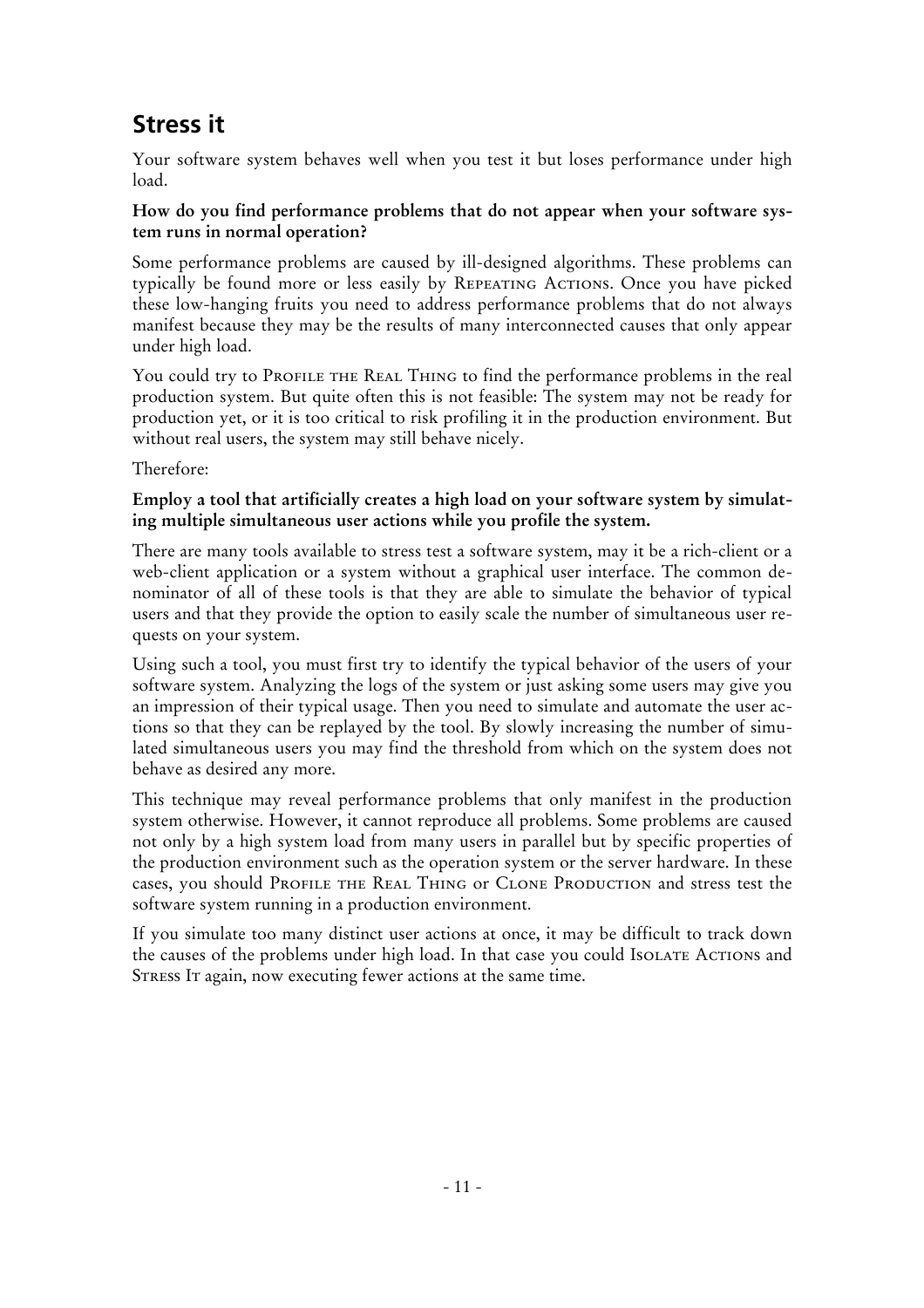## Stress it

Your software system behaves well when you test it but loses performance under high load.

**How do you find performance problems that do not appear when your software system runs in normal operation?**

Some performance problems are caused by ill-designed algorithms. These problems can typically be found more or less easily by Repeating Actions. Once you have picked these low-hanging fruits you need to address performance problems that do not always manifest because they may be the results of many interconnected causes that only appear under high load.

You could try to Profile the Real Thing to find the performance problems in the real production system. But quite often this is not feasible: The system may not be ready for production yet, or it is too critical to risk profiling it in the production environment. But without real users, the system may still behave nicely.

Therefore:

**Employ a tool that artificially creates a high load on your software system by simulating multiple simultaneous user actions while you profile the system.**

There are many tools available to stress test a software system, may it be a rich-client or a web-client application or a system without a graphical user interface. The common denominator of all of these tools is that they are able to simulate the behavior of typical users and that they provide the option to easily scale the number of simultaneous user requests on your system.

Using such a tool, you must first try to identify the typical behavior of the users of your software system. Analyzing the logs of the system or just asking some users may give you an impression of their typical usage. Then you need to simulate and automate the user actions so that they can be replayed by the tool. By slowly increasing the number of simulated simultaneous users you may find the threshold from which on the system does not behave as desired any more.

This technique may reveal performance problems that only manifest in the production system otherwise. However, it cannot reproduce all problems. Some problems are caused not only by a high system load from many users in parallel but by specific properties of the production environment such as the operation system or the server hardware. In these cases, you should Profile the Real Thing or Clone Production and stress test the software system running in a production environment.

If you simulate too many distinct user actions at once, it may be difficult to track down the causes of the problems under high load. In that case you could Isolate Actions and Stress It again, now executing fewer actions at the same time.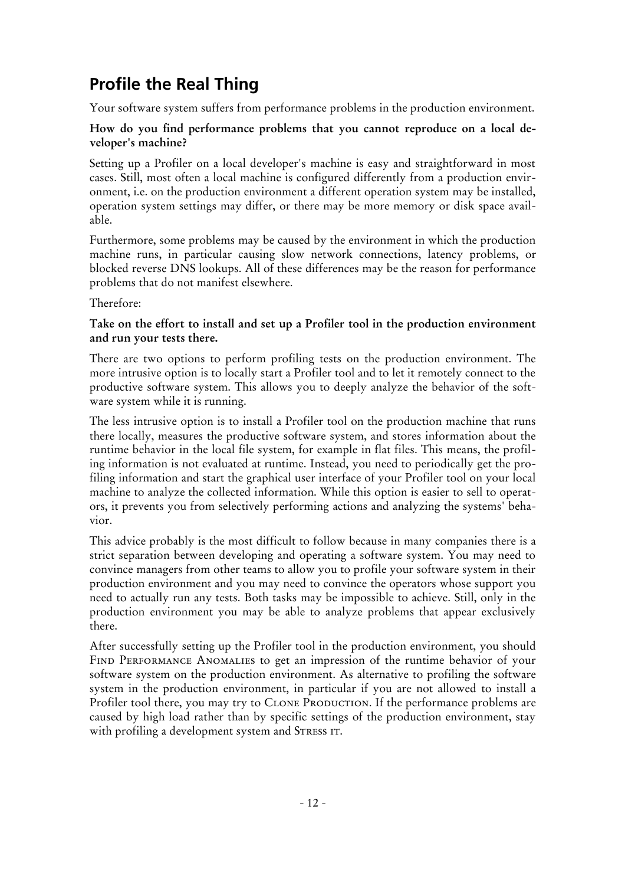## Profile the Real Thing

Your software system suffers from performance problems in the production environment.

**How do you find performance problems that you cannot reproduce on a local developer's machine?**

Setting up a Profiler on a local developer's machine is easy and straightforward in most cases. Still, most often a local machine is configured differently from a production environment, i.e. on the production environment a different operation system may be installed, operation system settings may differ, or there may be more memory or disk space available.

Furthermore, some problems may be caused by the environment in which the production machine runs, in particular causing slow network connections, latency problems, or blocked reverse DNS lookups. All of these differences may be the reason for performance problems that do not manifest elsewhere.

Therefore:

**Take on the effort to install and set up a Profiler tool in the production environment and run your tests there.**

There are two options to perform profiling tests on the production environment. The more intrusive option is to locally start a Profiler tool and to let it remotely connect to the productive software system. This allows you to deeply analyze the behavior of the software system while it is running.

The less intrusive option is to install a Profiler tool on the production machine that runs there locally, measures the productive software system, and stores information about the runtime behavior in the local file system, for example in flat files. This means, the profiling information is not evaluated at runtime. Instead, you need to periodically get the profiling information and start the graphical user interface of your Profiler tool on your local machine to analyze the collected information. While this option is easier to sell to operators, it prevents you from selectively performing actions and analyzing the systems' behavior.

This advice probably is the most difficult to follow because in many companies there is a strict separation between developing and operating a software system. You may need to convince managers from other teams to allow you to profile your software system in their production environment and you may need to convince the operators whose support you need to actually run any tests. Both tasks may be impossible to achieve. Still, only in the production environment you may be able to analyze problems that appear exclusively there.

After successfully setting up the Profiler tool in the production environment, you should FIND PERFORMANCE ANOMALIES to get an impression of the runtime behavior of your software system on the production environment. As alternative to profiling the software system in the production environment, in particular if you are not allowed to install a Profiler tool there, you may try to CLONE PRODUCTION. If the performance problems are caused by high load rather than by specific settings of the production environment, stay with profiling a development system and STRESS IT.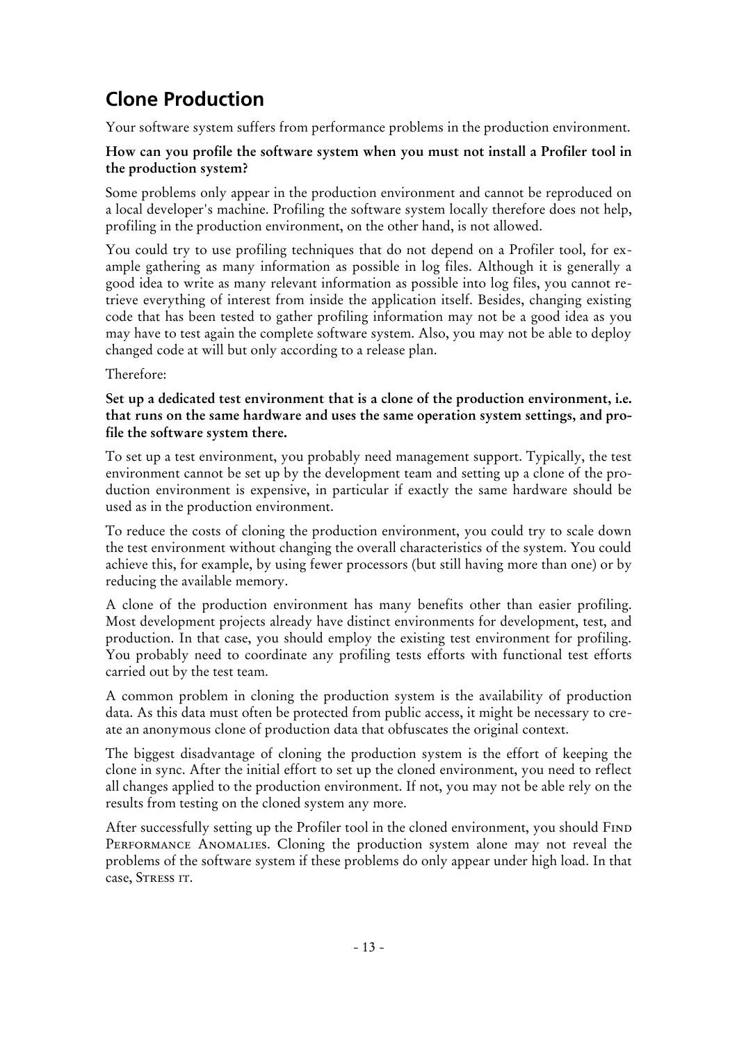## Clone Production

Your software system suffers from performance problems in the production environment.

**How can you profile the software system when you must not install a Profiler tool in the production system?**

Some problems only appear in the production environment and cannot be reproduced on a local developer's machine. Profiling the software system locally therefore does not help, profiling in the production environment, on the other hand, is not allowed.

You could try to use profiling techniques that do not depend on a Profiler tool, for example gathering as many information as possible in log files. Although it is generally a good idea to write as many relevant information as possible into log files, you cannot retrieve everything of interest from inside the application itself. Besides, changing existing code that has been tested to gather profiling information may not be a good idea as you may have to test again the complete software system. Also, you may not be able to deploy changed code at will but only according to a release plan.

Therefore:

**Set up a dedicated test environment that is a clone of the production environment, i.e. that runs on the same hardware and uses the same operation system settings, and profile the software system there.**

To set up a test environment, you probably need management support. Typically, the test environment cannot be set up by the development team and setting up a clone of the production environment is expensive, in particular if exactly the same hardware should be used as in the production environment.

To reduce the costs of cloning the production environment, you could try to scale down the test environment without changing the overall characteristics of the system. You could achieve this, for example, by using fewer processors (but still having more than one) or by reducing the available memory.

A clone of the production environment has many benefits other than easier profiling. Most development projects already have distinct environments for development, test, and production. In that case, you should employ the existing test environment for profiling. You probably need to coordinate any profiling tests efforts with functional test efforts carried out by the test team.

A common problem in cloning the production system is the availability of production data. As this data must often be protected from public access, it might be necessary to create an anonymous clone of production data that obfuscates the original context.

The biggest disadvantage of cloning the production system is the effort of keeping the clone in sync. After the initial effort to set up the cloned environment, you need to reflect all changes applied to the production environment. If not, you may not be able rely on the results from testing on the cloned system any more.

After successfully setting up the Profiler tool in the cloned environment, you should Find Performance Anomalies. Cloning the production system alone may not reveal the problems of the software system if these problems do only appear under high load. In that case, Stress it.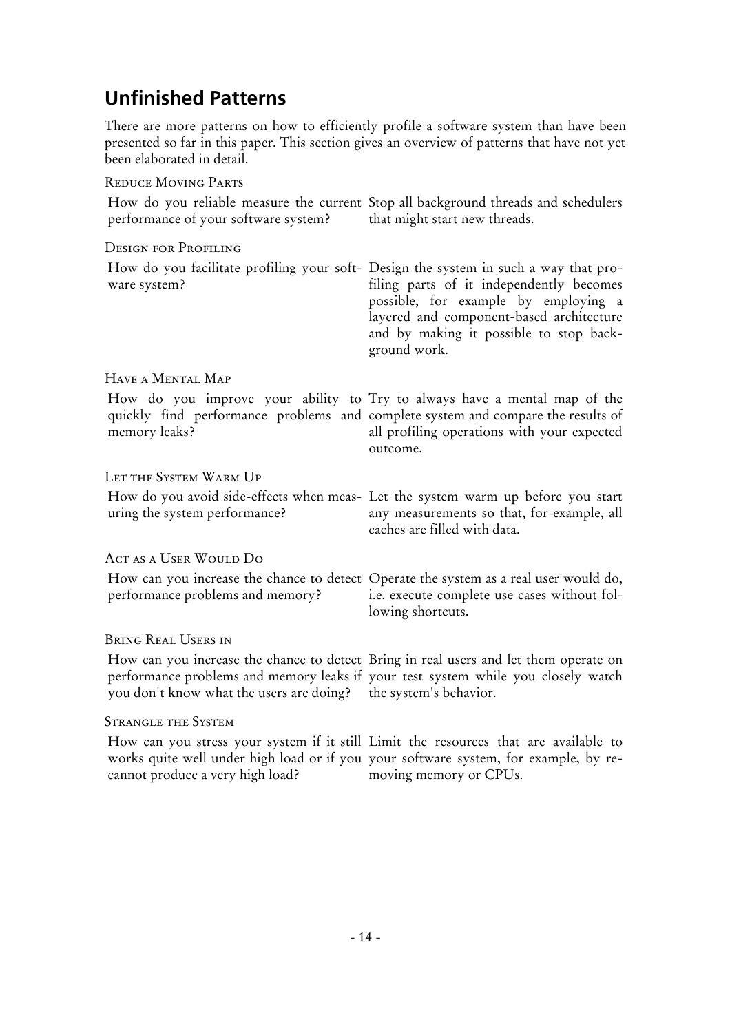## Unfinished Patterns

There are more patterns on how to efficiently profile a software system than have been presented so far in this paper. This section gives an overview of patterns that have not yet been elaborated in detail.

Reduce Moving Parts

| | |
|---|---|
| How do you reliable measure the current performance of your software system? | Stop all background threads and schedulers that might start new threads. |

Design for Profiling

| | |
|---|---|
| How do you facilitate profiling your software system? | Design the system in such a way that profiling parts of it independently becomes possible, for example by employing a layered and component-based architecture and by making it possible to stop background work. |

Have a Mental Map

| | |
|---|---|
| How do you improve your ability to quickly find performance problems and memory leaks? | Try to always have a mental map of the complete system and compare the results of all profiling operations with your expected outcome. |

Let the System Warm Up

| | |
|---|---|
| How do you avoid side-effects when measuring the system performance? | Let the system warm up before you start any measurements so that, for example, all caches are filled with data. |

Act as a User Would Do

| | |
|---|---|
| How can you increase the chance to detect performance problems and memory? | Operate the system as a real user would do, i.e. execute complete use cases without following shortcuts. |

Bring Real Users in

| | |
|---|---|
| How can you increase the chance to detect performance problems and memory leaks if you don't know what the users are doing? | Bring in real users and let them operate on your test system while you closely watch the system's behavior. |

Strangle the System

| | |
|---|---|
| How can you stress your system if it still works quite well under high load or if you cannot produce a very high load? | Limit the resources that are available to your software system, for example, by removing memory or CPUs. |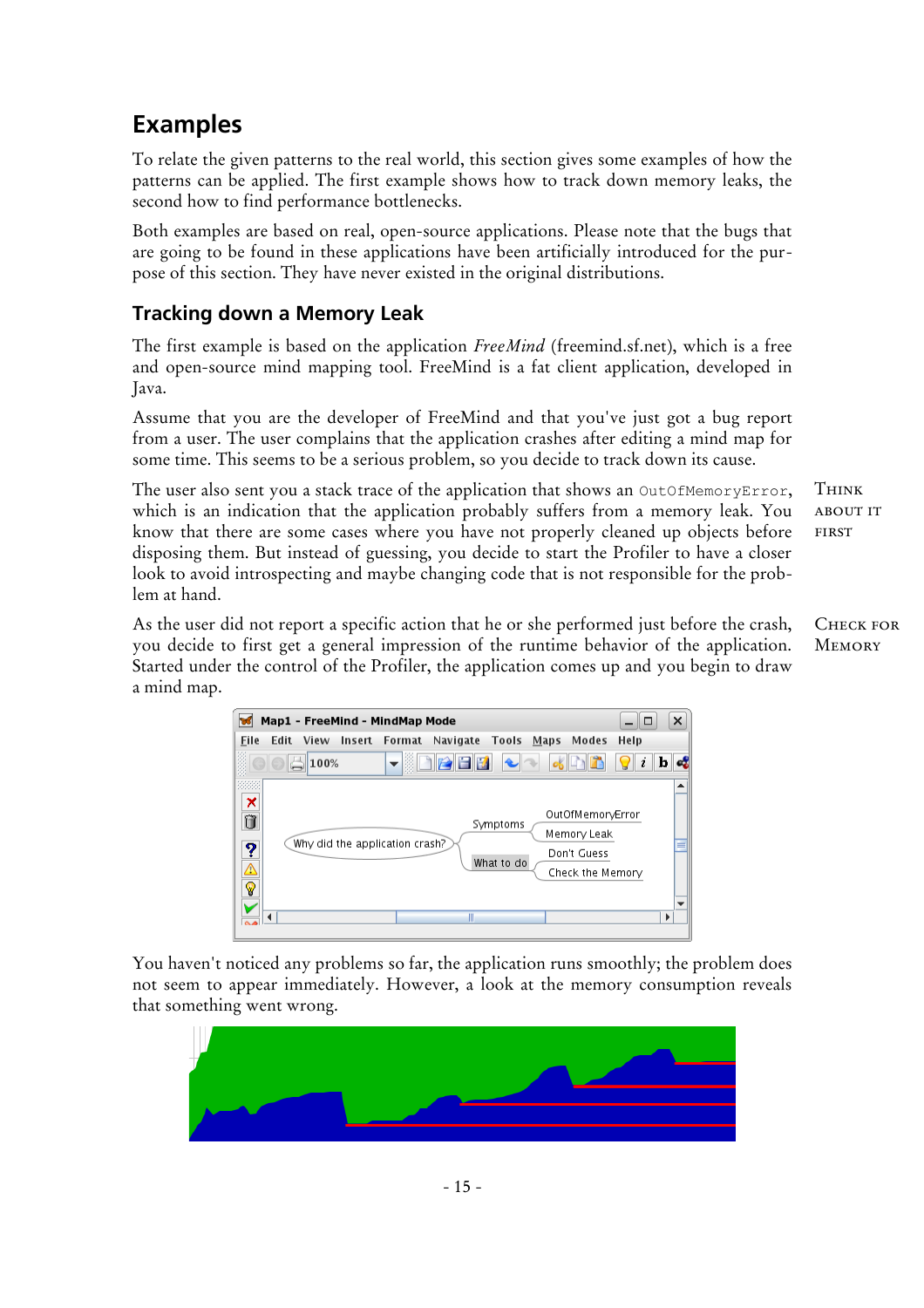## Examples

To relate the given patterns to the real world, this section gives some examples of how the patterns can be applied. The first example shows how to track down memory leaks, the second how to find performance bottlenecks.

Both examples are based on real, open-source applications. Please note that the bugs that are going to be found in these applications have been artificially introduced for the purpose of this section. They have never existed in the original distributions.

### Tracking down a Memory Leak

The first example is based on the application *FreeMind* (freemind.sf.net), which is a free and open-source mind mapping tool. FreeMind is a fat client application, developed in Java.

Assume that you are the developer of FreeMind and that you've just got a bug report from a user. The user complains that the application crashes after editing a mind map for some time. This seems to be a serious problem, so you decide to track down its cause.

THINK ABOUT IT FIRST

The user also sent you a stack trace of the application that shows an `OutOfMemoryError`, which is an indication that the application probably suffers from a memory leak. You know that there are some cases where you have not properly cleaned up objects before disposing them. But instead of guessing, you decide to start the Profiler to have a closer look to avoid introspecting and maybe changing code that is not responsible for the problem at hand.

CHECK FOR MEMORY

As the user did not report a specific action that he or she performed just before the crash, you decide to first get a general impression of the runtime behavior of the application. Started under the control of the Profiler, the application comes up and you begin to draw a mind map.

You haven't noticed any problems so far, the application runs smoothly; the problem does not seem to appear immediately. However, a look at the memory consumption reveals that something went wrong.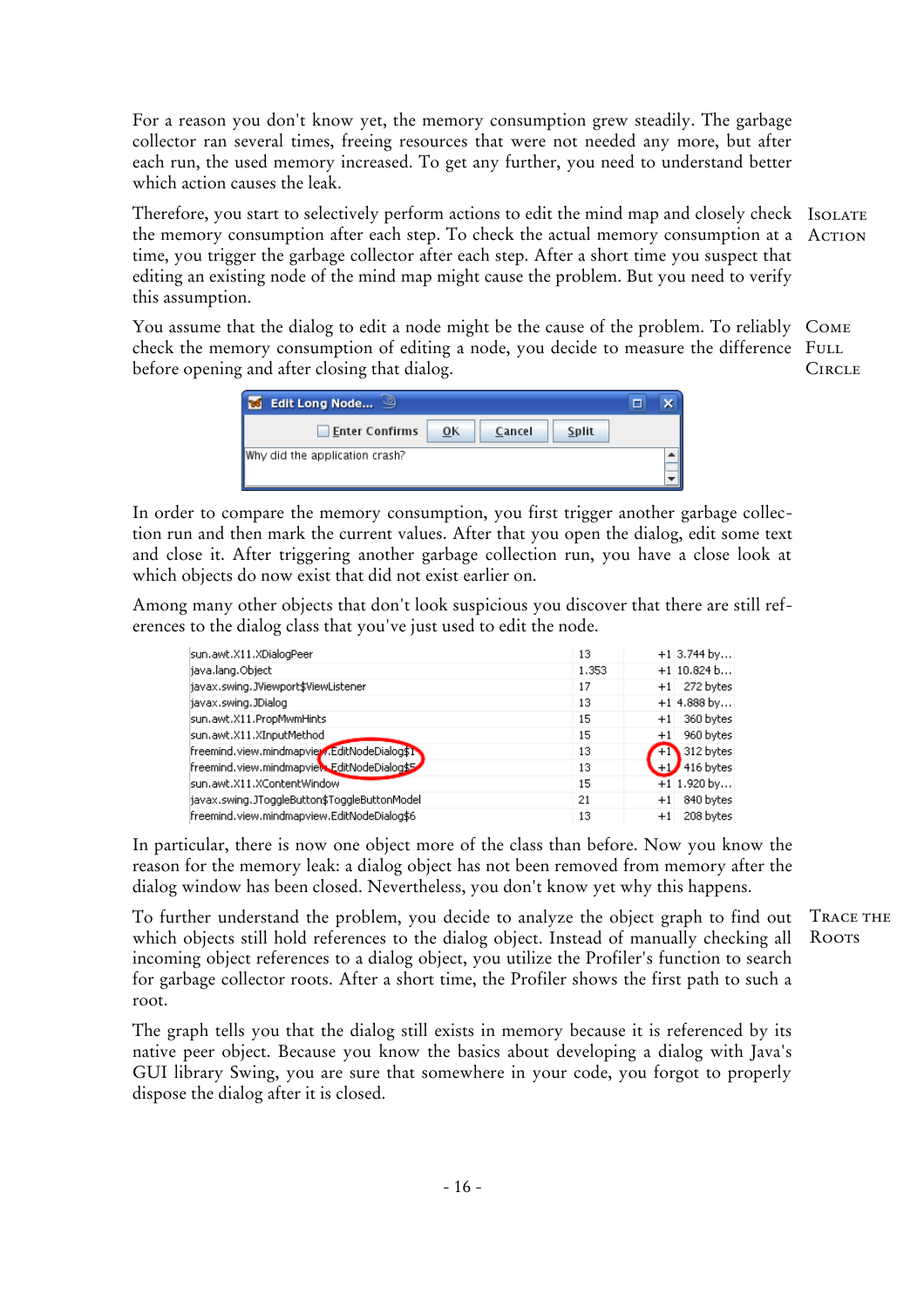For a reason you don't know yet, the memory consumption grew steadily. The garbage collector ran several times, freeing resources that were not needed any more, but after each run, the used memory increased. To get any further, you need to understand better which action causes the leak.

Therefore, you start to selectively perform actions to edit the mind map and closely check the memory consumption after each step. To check the actual memory consumption at a time, you trigger the garbage collector after each step. After a short time you suspect that editing an existing node of the mind map might cause the problem. But you need to verify this assumption.

*Isolate Action*

You assume that the dialog to edit a node might be the cause of the problem. To reliably check the memory consumption of editing a node, you decide to measure the difference before opening and after closing that dialog.

*Come Full Circle*

In order to compare the memory consumption, you first trigger another garbage collection run and then mark the current values. After that you open the dialog, edit some text and close it. After triggering another garbage collection run, you have a close look at which objects do now exist that did not exist earlier on.

Among many other objects that don't look suspicious you discover that there are still references to the dialog class that you've just used to edit the node.

| | | | |
|---|---|---|---|
| sun.awt.X11.XDialogPeer | 13 | +1 | 3.744 by... |
| java.lang.Object | 1.353 | +1 | 10.824 b... |
| javax.swing.JViewport$ViewListener | 17 | +1 | 272 bytes |
| javax.swing.JDialog | 13 | +1 | 4.888 by... |
| sun.awt.X11.PropMwmHints | 15 | +1 | 360 bytes |
| sun.awt.X11.XInputMethod | 15 | +1 | 960 bytes |
| freemind.view.mindmapview.EditNodeDialog$1 | 13 | +1 | 312 bytes |
| freemind.view.mindmapview.EditNodeDialog$5 | 13 | +1 | 416 bytes |
| sun.awt.X11.XContentWindow | 15 | +1 | 1.920 by... |
| javax.swing.JToggleButton$ToggleButtonModel | 21 | +1 | 840 bytes |
| freemind.view.mindmapview.EditNodeDialog$6 | 13 | +1 | 208 bytes |

In particular, there is now one object more of the class than before. Now you know the reason for the memory leak: a dialog object has not been removed from memory after the dialog window has been closed. Nevertheless, you don't know yet why this happens.

To further understand the problem, you decide to analyze the object graph to find out which objects still hold references to the dialog object. Instead of manually checking all incoming object references to a dialog object, you utilize the Profiler's function to search for garbage collector roots. After a short time, the Profiler shows the first path to such a root.

*Trace the Roots*

The graph tells you that the dialog still exists in memory because it is referenced by its native peer object. Because you know the basics about developing a dialog with Java's GUI library Swing, you are sure that somewhere in your code, you forgot to properly dispose the dialog after it is closed.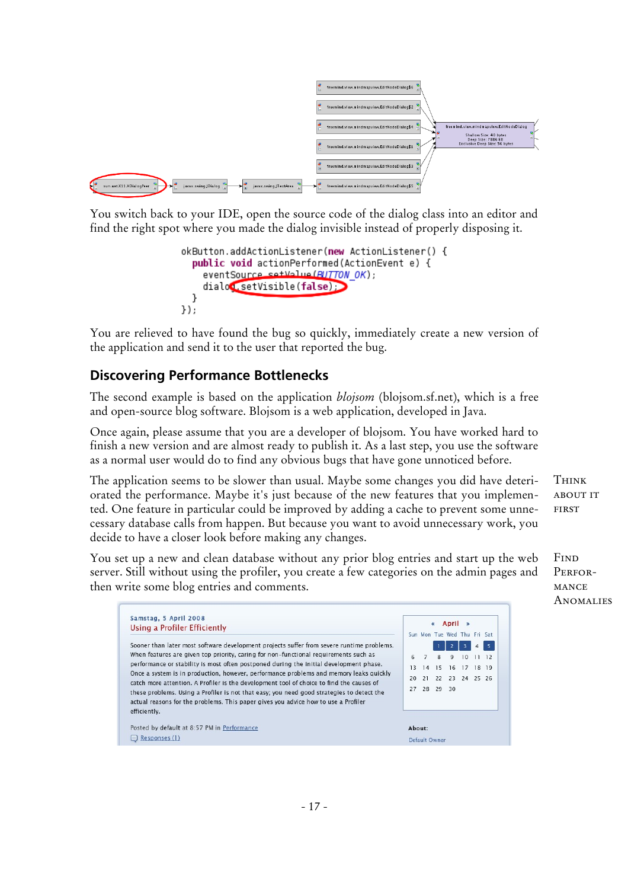You switch back to your IDE, open the source code of the dialog class into an editor and find the right spot where you made the dialog invisible instead of properly disposing it.

```
okButton.addActionListener(new ActionListener() {
  public void actionPerformed(ActionEvent e) {
    eventSource.setValue(BUTTON_OK);
    dialog.setVisible(false);
  }
});
```

You are relieved to have found the bug so quickly, immediately create a new version of the application and send it to the user that reported the bug.

## Discovering Performance Bottlenecks

The second example is based on the application *blojsom* (blojsom.sf.net), which is a free and open-source blog software. Blojsom is a web application, developed in Java.

Once again, please assume that you are a developer of blojsom. You have worked hard to finish a new version and are almost ready to publish it. As a last step, you use the software as a normal user would do to find any obvious bugs that have gone unnoticed before.

The application seems to be slower than usual. Maybe some changes you did have deteriorated the performance. Maybe it's just because of the new features that you implemented. One feature in particular could be improved by adding a cache to prevent some unnecessary database calls from happen. But because you want to avoid unnecessary work, you decide to have a closer look before making any changes.

THINK ABOUT IT FIRST

You set up a new and clean database without any prior blog entries and start up the web server. Still without using the profiler, you create a few categories on the admin pages and then write some blog entries and comments.

FIND PERFORMANCE ANOMALIES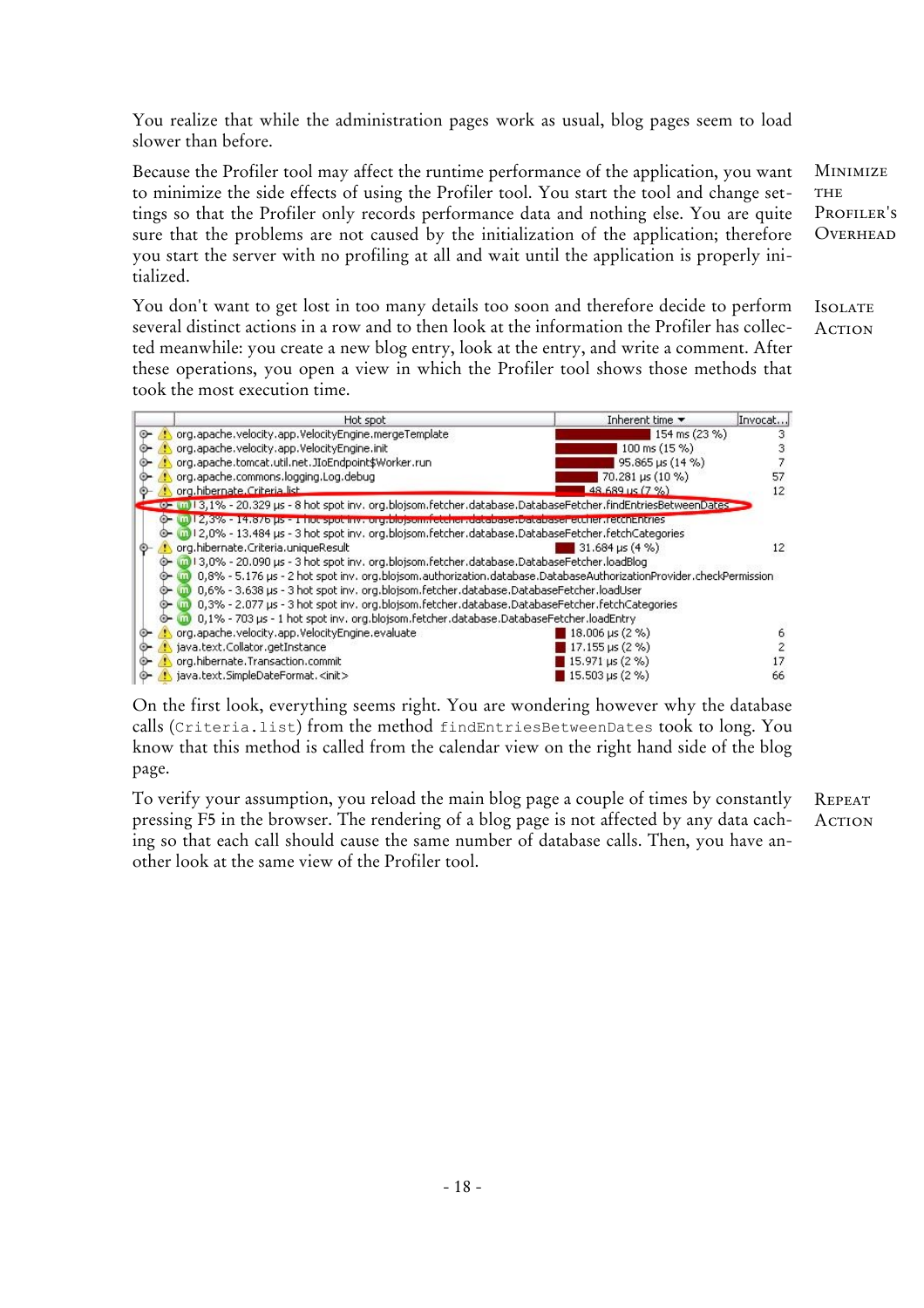You realize that while the administration pages work as usual, blog pages seem to load slower than before.

Because the Profiler tool may affect the runtime performance of the application, you want to minimize the side effects of using the Profiler tool. You start the tool and change settings so that the Profiler only records performance data and nothing else. You are quite sure that the problems are not caused by the initialization of the application; therefore you start the server with no profiling at all and wait until the application is properly initialized.

MINIMIZE THE PROFILER'S OVERHEAD

You don't want to get lost in too many details too soon and therefore decide to perform several distinct actions in a row and to then look at the information the Profiler has collected meanwhile: you create a new blog entry, look at the entry, and write a comment. After these operations, you open a view in which the Profiler tool shows those methods that took the most execution time.

ISOLATE ACTION

| Hot spot | Inherent time | Invocat... |
|---|---|---|
| org.apache.velocity.app.VelocityEngine.mergeTemplate | 154 ms (23 %) | 3 |
| org.apache.velocity.app.VelocityEngine.init | 100 ms (15 %) | 3 |
| org.apache.tomcat.util.net.JIoEndpoint$Worker.run | 95.865 µs (14 %) | 7 |
| org.apache.commons.logging.Log.debug | 70.281 µs (10 %) | 57 |
| org.hibernate.Criteria.list | 48.689 µs (7 %) | 12 |
| 3,1% - 20.329 µs - 8 hot spot inv. org.blojsom.fetcher.database.DatabaseFetcher.findEntriesBetweenDates | | |
| 2,3% - 14.876 µs - 1 hot spot inv. org.blojsom.fetcher.database.DatabaseFetcher.fetchEntries | | |
| 2,0% - 13.484 µs - 3 hot spot inv. org.blojsom.fetcher.database.DatabaseFetcher.fetchCategories | | |
| org.hibernate.Criteria.uniqueResult | 31.684 µs (4 %) | 12 |
| 3,0% - 20.090 µs - 3 hot spot inv. org.blojsom.fetcher.database.DatabaseFetcher.loadBlog | | |
| 0,8% - 5.176 µs - 2 hot spot inv. org.blojsom.authorization.database.DatabaseAuthorizationProvider.checkPermission | | |
| 0,6% - 3.638 µs - 3 hot spot inv. org.blojsom.fetcher.database.DatabaseFetcher.loadUser | | |
| 0,3% - 2.077 µs - 3 hot spot inv. org.blojsom.fetcher.database.DatabaseFetcher.fetchCategories | | |
| 0,1% - 703 µs - 1 hot spot inv. org.blojsom.fetcher.database.DatabaseFetcher.loadEntry | | |
| org.apache.velocity.app.VelocityEngine.evaluate | 18.006 µs (2 %) | 6 |
| java.text.Collator.getInstance | 17.155 µs (2 %) | 2 |
| org.hibernate.Transaction.commit | 15.971 µs (2 %) | 17 |
| java.text.SimpleDateFormat.<init> | 15.503 µs (2 %) | 66 |

On the first look, everything seems right. You are wondering however why the database calls (`Criteria.list`) from the method `findEntriesBetweenDates` took to long. You know that this method is called from the calendar view on the right hand side of the blog page.

To verify your assumption, you reload the main blog page a couple of times by constantly pressing F5 in the browser. The rendering of a blog page is not affected by any data caching so that each call should cause the same number of database calls. Then, you have another look at the same view of the Profiler tool.

REPEAT ACTION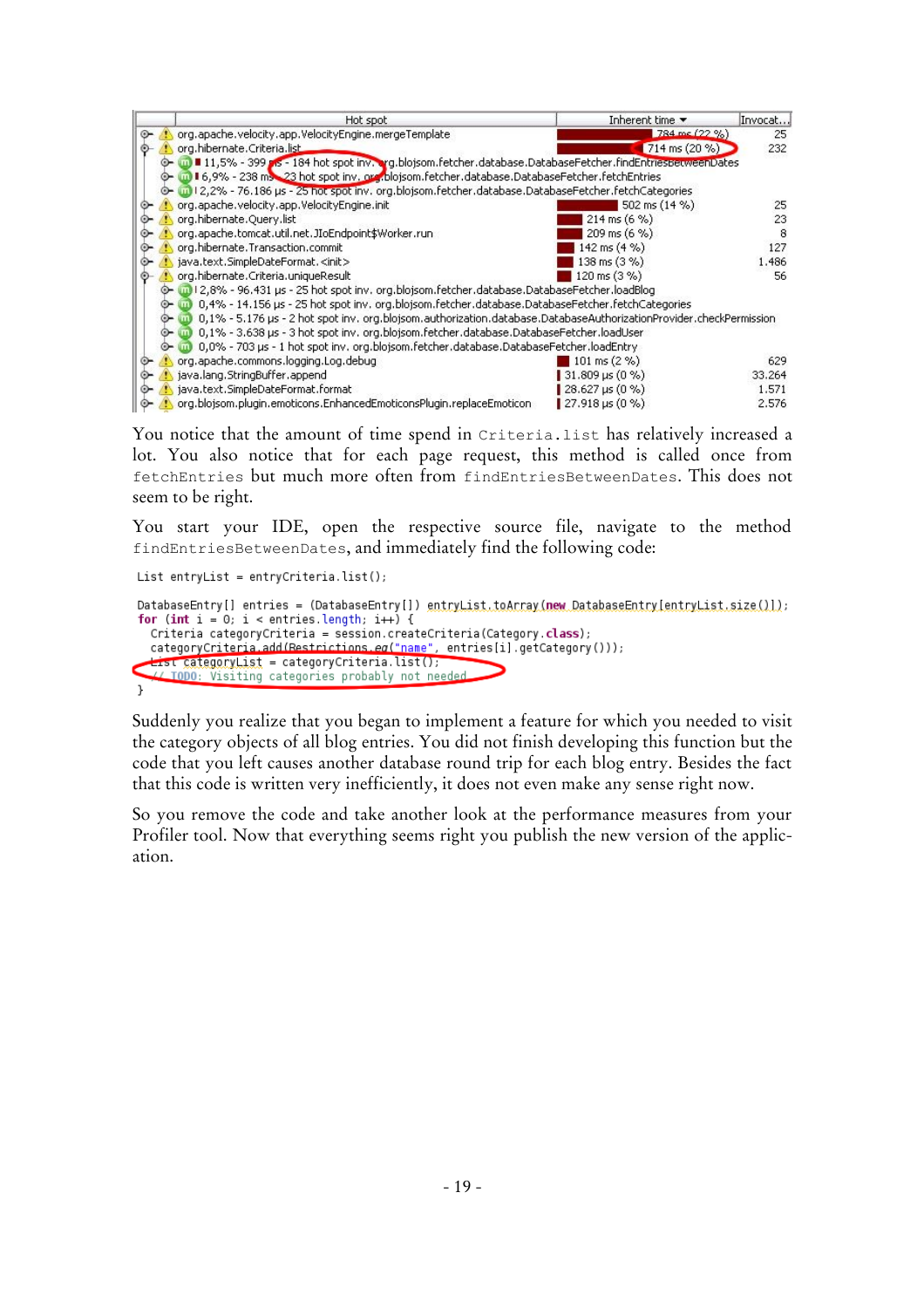| Hot spot | Inherent time | Invocat... |
|---|---|---|
| org.apache.velocity.app.VelocityEngine.mergeTemplate | 784 ms (22 %) | 25 |
| org.hibernate.Criteria.list | 714 ms (20 %) | 232 |
| 11,5% - 399 ms - 184 hot spot inv. org.blojsom.fetcher.database.DatabaseFetcher.findEntriesBetweenDates | | |
| 6,9% - 238 ms - 23 hot spot inv. org.blojsom.fetcher.database.DatabaseFetcher.fetchEntries | | |
| 2,2% - 76.186 µs - 25 hot spot inv. org.blojsom.fetcher.database.DatabaseFetcher.fetchCategories | | |
| org.apache.velocity.app.VelocityEngine.init | 502 ms (14 %) | 25 |
| org.hibernate.Query.list | 214 ms (6 %) | 23 |
| org.apache.tomcat.util.net.JIoEndpoint$Worker.run | 209 ms (6 %) | 8 |
| org.hibernate.Transaction.commit | 142 ms (4 %) | 127 |
| java.text.SimpleDateFormat.<init> | 138 ms (3 %) | 1.486 |
| org.hibernate.Criteria.uniqueResult | 120 ms (3 %) | 56 |
| 2,8% - 96.431 µs - 25 hot spot inv. org.blojsom.fetcher.database.DatabaseFetcher.loadBlog | | |
| 0,4% - 14.156 µs - 25 hot spot inv. org.blojsom.fetcher.database.DatabaseFetcher.fetchCategories | | |
| 0,1% - 5.176 µs - 2 hot spot inv. org.blojsom.authorization.database.DatabaseAuthorizationProvider.checkPermission | | |
| 0,1% - 3.638 µs - 3 hot spot inv. org.blojsom.fetcher.database.DatabaseFetcher.loadUser | | |
| 0,0% - 703 µs - 1 hot spot inv. org.blojsom.fetcher.database.DatabaseFetcher.loadEntry | | |
| org.apache.commons.logging.Log.debug | 101 ms (2 %) | 629 |
| java.lang.StringBuffer.append | 31.809 µs (0 %) | 33.264 |
| java.text.SimpleDateFormat.format | 28.627 µs (0 %) | 1.571 |
| org.blojsom.plugin.emoticons.EnhancedEmoticonsPlugin.replaceEmoticon | 27.918 µs (0 %) | 2.576 |

You notice that the amount of time spend in `Criteria.list` has relatively increased a lot. You also notice that for each page request, this method is called once from `fetchEntries` but much more often from `findEntriesBetweenDates`. This does not seem to be right.

You start your IDE, open the respective source file, navigate to the method `findEntriesBetweenDates`, and immediately find the following code:

```
List entryList = entryCriteria.list();

DatabaseEntry[] entries = (DatabaseEntry[]) entryList.toArray(new DatabaseEntry[entryList.size()]);
for (int i = 0; i < entries.length; i++) {
  Criteria categoryCriteria = session.createCriteria(Category.class);
  categoryCriteria.add(Restrictions.eq("name", entries[i].getCategory()));
  List categoryList = categoryCriteria.list();
  // TODO: Visiting categories probably not needed
}
```

Suddenly you realize that you began to implement a feature for which you needed to visit the category objects of all blog entries. You did not finish developing this function but the code that you left causes another database round trip for each blog entry. Besides the fact that this code is written very inefficiently, it does not even make any sense right now.

So you remove the code and take another look at the performance measures from your Profiler tool. Now that everything seems right you publish the new version of the application.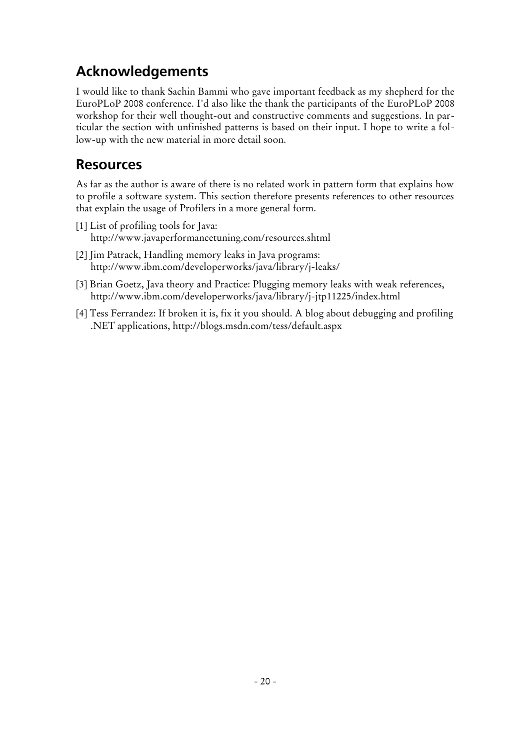## Acknowledgements

I would like to thank Sachin Bammi who gave important feedback as my shepherd for the EuroPLoP 2008 conference. I'd also like the thank the participants of the EuroPLoP 2008 workshop for their well thought-out and constructive comments and suggestions. In particular the section with unfinished patterns is based on their input. I hope to write a follow-up with the new material in more detail soon.

## Resources

As far as the author is aware of there is no related work in pattern form that explains how to profile a software system. This section therefore presents references to other resources that explain the usage of Profilers in a more general form.

[1] List of profiling tools for Java:
http://www.javaperformancetuning.com/resources.shtml

[2] Jim Patrack, Handling memory leaks in Java programs:
http://www.ibm.com/developerworks/java/library/j-leaks/

[3] Brian Goetz, Java theory and Practice: Plugging memory leaks with weak references,
http://www.ibm.com/developerworks/java/library/j-jtp11225/index.html

[4] Tess Ferrandez: If broken it is, fix it you should. A blog about debugging and profiling .NET applications, http://blogs.msdn.com/tess/default.aspx